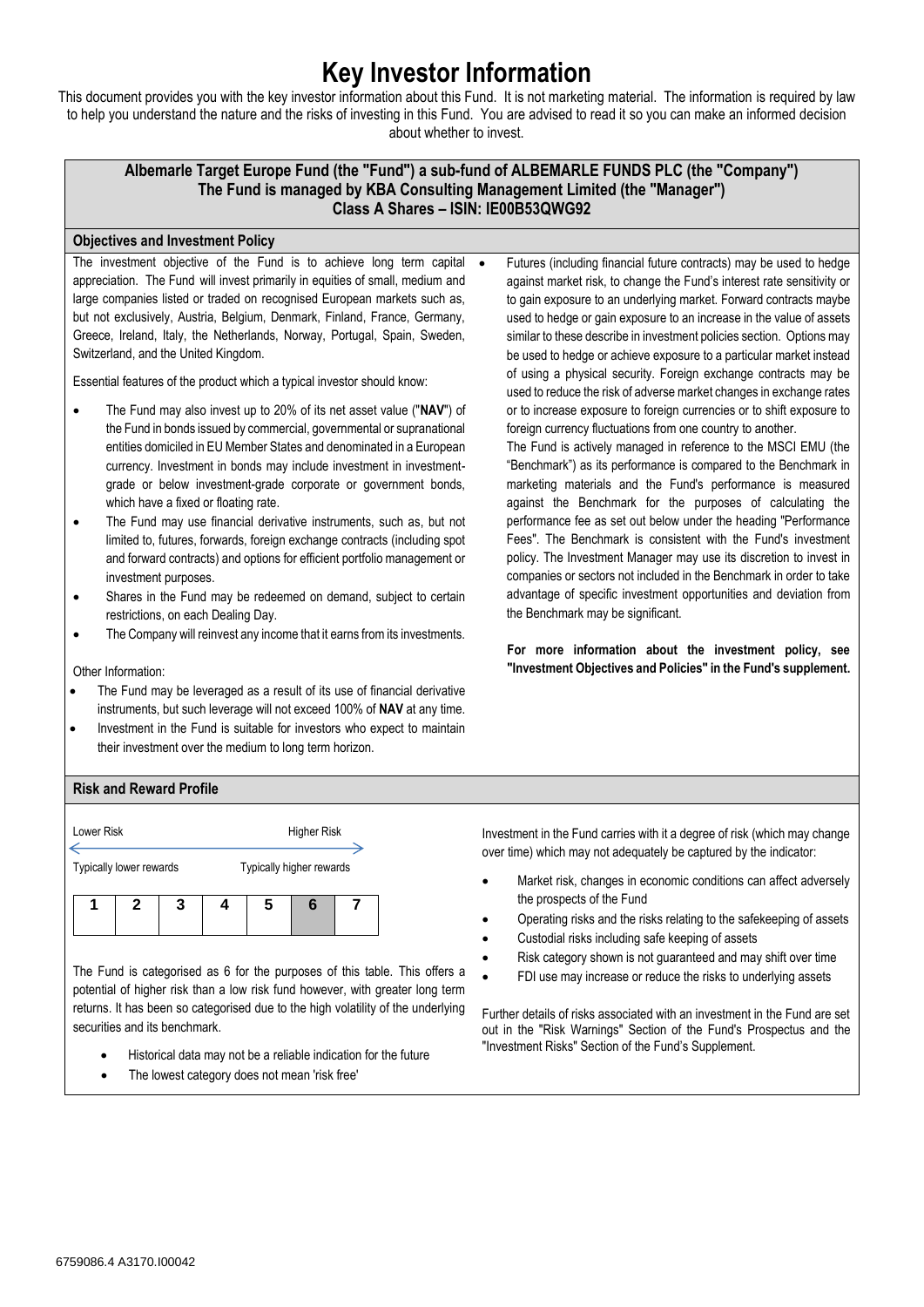# Key Investor Information

This document provides you with the key investor information about this Fund. It is not marketing material. The information is required by law to help you understand the nature and the risks of investing in this Fund. You are advised to read it so you can make an informed decision about whether to invest.

**Albemarle Target Europe Fund (the "Fund") a sub-fund of ALBEMARLE FUNDS PLC (the "Company")**
**The Fund is managed by KBA Consulting Management Limited (the "Manager")**
**Class A Shares – ISIN: IE00B53QWG92**

## Objectives and Investment Policy

The investment objective of the Fund is to achieve long term capital appreciation. The Fund will invest primarily in equities of small, medium and large companies listed or traded on recognised European markets such as, but not exclusively, Austria, Belgium, Denmark, Finland, France, Germany, Greece, Ireland, Italy, the Netherlands, Norway, Portugal, Spain, Sweden, Switzerland, and the United Kingdom.

Essential features of the product which a typical investor should know:

- The Fund may also invest up to 20% of its net asset value ("**NAV**") of the Fund in bonds issued by commercial, governmental or supranational entities domiciled in EU Member States and denominated in a European currency. Investment in bonds may include investment in investment-grade or below investment-grade corporate or government bonds, which have a fixed or floating rate.
- The Fund may use financial derivative instruments, such as, but not limited to, futures, forwards, foreign exchange contracts (including spot and forward contracts) and options for efficient portfolio management or investment purposes.
- Shares in the Fund may be redeemed on demand, subject to certain restrictions, on each Dealing Day.
- The Company will reinvest any income that it earns from its investments.

Other Information:

- The Fund may be leveraged as a result of its use of financial derivative instruments, but such leverage will not exceed 100% of **NAV** at any time.
- Investment in the Fund is suitable for investors who expect to maintain their investment over the medium to long term horizon.
- Futures (including financial future contracts) may be used to hedge against market risk, to change the Fund's interest rate sensitivity or to gain exposure to an underlying market. Forward contracts maybe used to hedge or gain exposure to an increase in the value of assets similar to these describe in investment policies section. Options may be used to hedge or achieve exposure to a particular market instead of using a physical security. Foreign exchange contracts may be used to reduce the risk of adverse market changes in exchange rates or to increase exposure to foreign currencies or to shift exposure to foreign currency fluctuations from one country to another.

The Fund is actively managed in reference to the MSCI EMU (the "Benchmark") as its performance is compared to the Benchmark in marketing materials and the Fund's performance is measured against the Benchmark for the purposes of calculating the performance fee as set out below under the heading "Performance Fees". The Benchmark is consistent with the Fund's investment policy. The Investment Manager may use its discretion to invest in companies or sectors not included in the Benchmark in order to take advantage of specific investment opportunities and deviation from the Benchmark may be significant.

**For more information about the investment policy, see "Investment Objectives and Policies" in the Fund's supplement.**

## Risk and Reward Profile

Lower Risk — Higher Risk

Typically lower rewards — Typically higher rewards

| 1 | 2 | 3 | 4 | 5 | 6 | 7 |
|---|---|---|---|---|---|---|

The Fund is categorised as 6 for the purposes of this table. This offers a potential of higher risk than a low risk fund however, with greater long term returns. It has been so categorised due to the high volatility of the underlying securities and its benchmark.

- Historical data may not be a reliable indication for the future
- The lowest category does not mean 'risk free'

Investment in the Fund carries with it a degree of risk (which may change over time) which may not adequately be captured by the indicator:

- Market risk, changes in economic conditions can affect adversely the prospects of the Fund
- Operating risks and the risks relating to the safekeeping of assets
- Custodial risks including safe keeping of assets
- Risk category shown is not guaranteed and may shift over time
- FDI use may increase or reduce the risks to underlying assets

Further details of risks associated with an investment in the Fund are set out in the "Risk Warnings" Section of the Fund's Prospectus and the "Investment Risks" Section of the Fund's Supplement.

6759086.4 A3170.I00042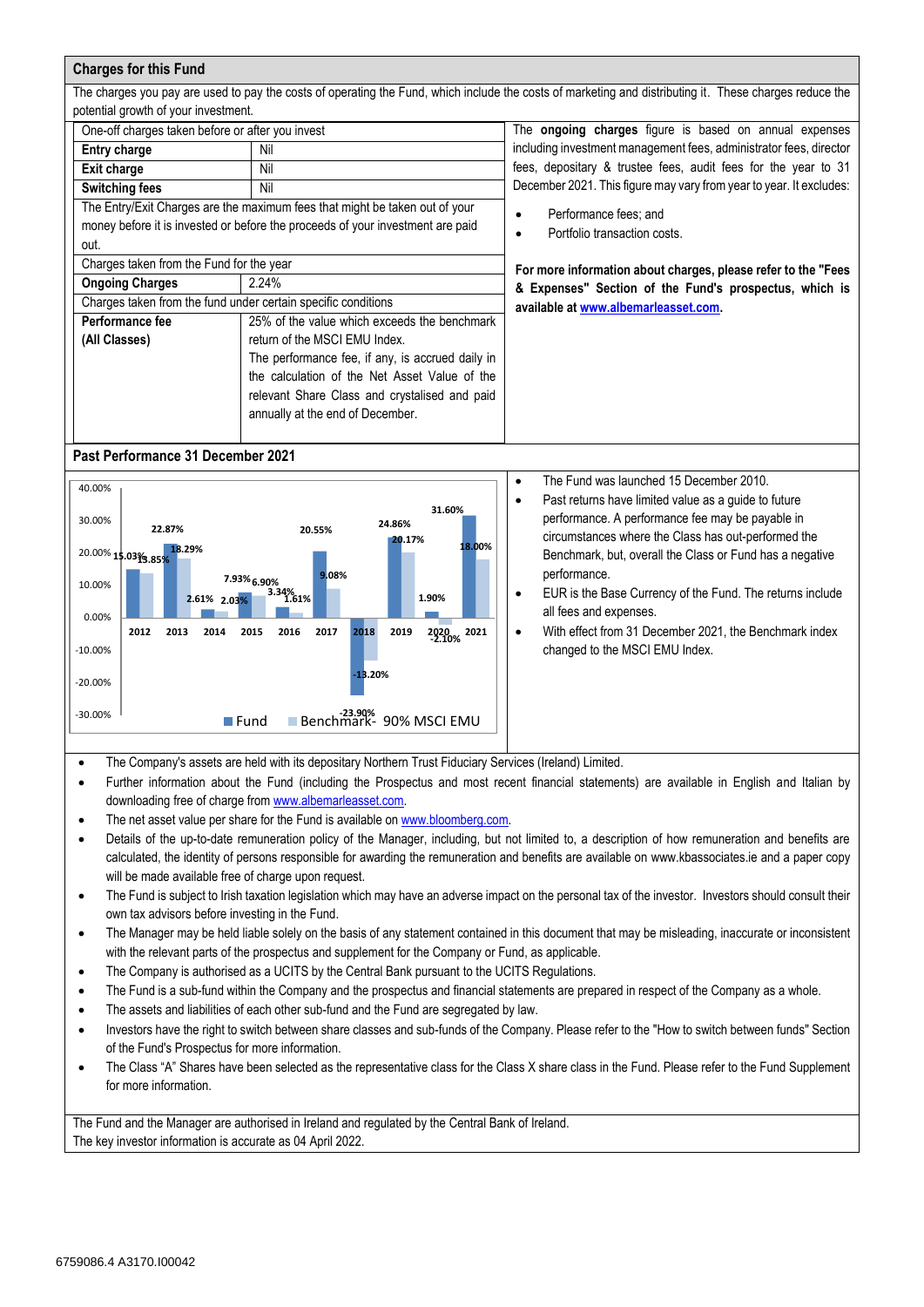## Charges for this Fund

The charges you pay are used to pay the costs of operating the Fund, which include the costs of marketing and distributing it. These charges reduce the potential growth of your investment.

| One-off charges taken before or after you invest | |
|---|---|
| **Entry charge** | Nil |
| **Exit charge** | Nil |
| **Switching fees** | Nil |
| The Entry/Exit Charges are the maximum fees that might be taken out of your money before it is invested or before the proceeds of your investment are paid out. | |
| Charges taken from the Fund for the year | |
| **Ongoing Charges** | 2.24% |
| Charges taken from the fund under certain specific conditions | |
| **Performance fee (All Classes)** | 25% of the value which exceeds the benchmark return of the MSCI EMU Index. The performance fee, if any, is accrued daily in the calculation of the Net Asset Value of the relevant Share Class and crystalised and paid annually at the end of December. |

The **ongoing charges** figure is based on annual expenses including investment management fees, administrator fees, director fees, depositary & trustee fees, audit fees for the year to 31 December 2021. This figure may vary from year to year. It excludes:

- Performance fees; and
- Portfolio transaction costs.

**For more information about charges, please refer to the "Fees & Expenses" Section of the Fund's prospectus, which is available at [www.albemarleasset.com](www.albemarleasset.com).**

## Past Performance 31 December 2021

40.00%
30.00%
20.00%
10.00%
0.00%
-10.00%
-20.00%
-30.00%

2012: 15.03% 13.85%
2013: 22.87% 18.29%
2014: 2.61% 2.03%
2015: 7.93% 6.90%
2016: 3.34% 1.61%
2017: 20.55% 9.08%
2018: -13.20% -23.90%
2019: 24.86% 20.17%
2020: 1.90% -2.10%
2021: 31.60% 18.00%

Fund  Benchmark- 90% MSCI EMU

- The Fund was launched 15 December 2010.
- Past returns have limited value as a guide to future performance. A performance fee may be payable in circumstances where the Class has out-performed the Benchmark, but, overall the Class or Fund has a negative performance.
- EUR is the Base Currency of the Fund. The returns include all fees and expenses.
- With effect from 31 December 2021, the Benchmark index changed to the MSCI EMU Index.

- The Company's assets are held with its depositary Northern Trust Fiduciary Services (Ireland) Limited.
- Further information about the Fund (including the Prospectus and most recent financial statements) are available in English and Italian by downloading free of charge from [www.albemarleasset.com](www.albemarleasset.com).
- The net asset value per share for the Fund is available on [www.bloomberg.com](www.bloomberg.com).
- Details of the up-to-date remuneration policy of the Manager, including, but not limited to, a description of how remuneration and benefits are calculated, the identity of persons responsible for awarding the remuneration and benefits are available on www.kbassociates.ie and a paper copy will be made available free of charge upon request.
- The Fund is subject to Irish taxation legislation which may have an adverse impact on the personal tax of the investor. Investors should consult their own tax advisors before investing in the Fund.
- The Manager may be held liable solely on the basis of any statement contained in this document that may be misleading, inaccurate or inconsistent with the relevant parts of the prospectus and supplement for the Company or Fund, as applicable.
- The Company is authorised as a UCITS by the Central Bank pursuant to the UCITS Regulations.
- The Fund is a sub-fund within the Company and the prospectus and financial statements are prepared in respect of the Company as a whole.
- The assets and liabilities of each other sub-fund and the Fund are segregated by law.
- Investors have the right to switch between share classes and sub-funds of the Company. Please refer to the "How to switch between funds" Section of the Fund's Prospectus for more information.
- The Class "A" Shares have been selected as the representative class for the Class X share class in the Fund. Please refer to the Fund Supplement for more information.

The Fund and the Manager are authorised in Ireland and regulated by the Central Bank of Ireland.
The key investor information is accurate as 04 April 2022.

6759086.4 A3170.I00042